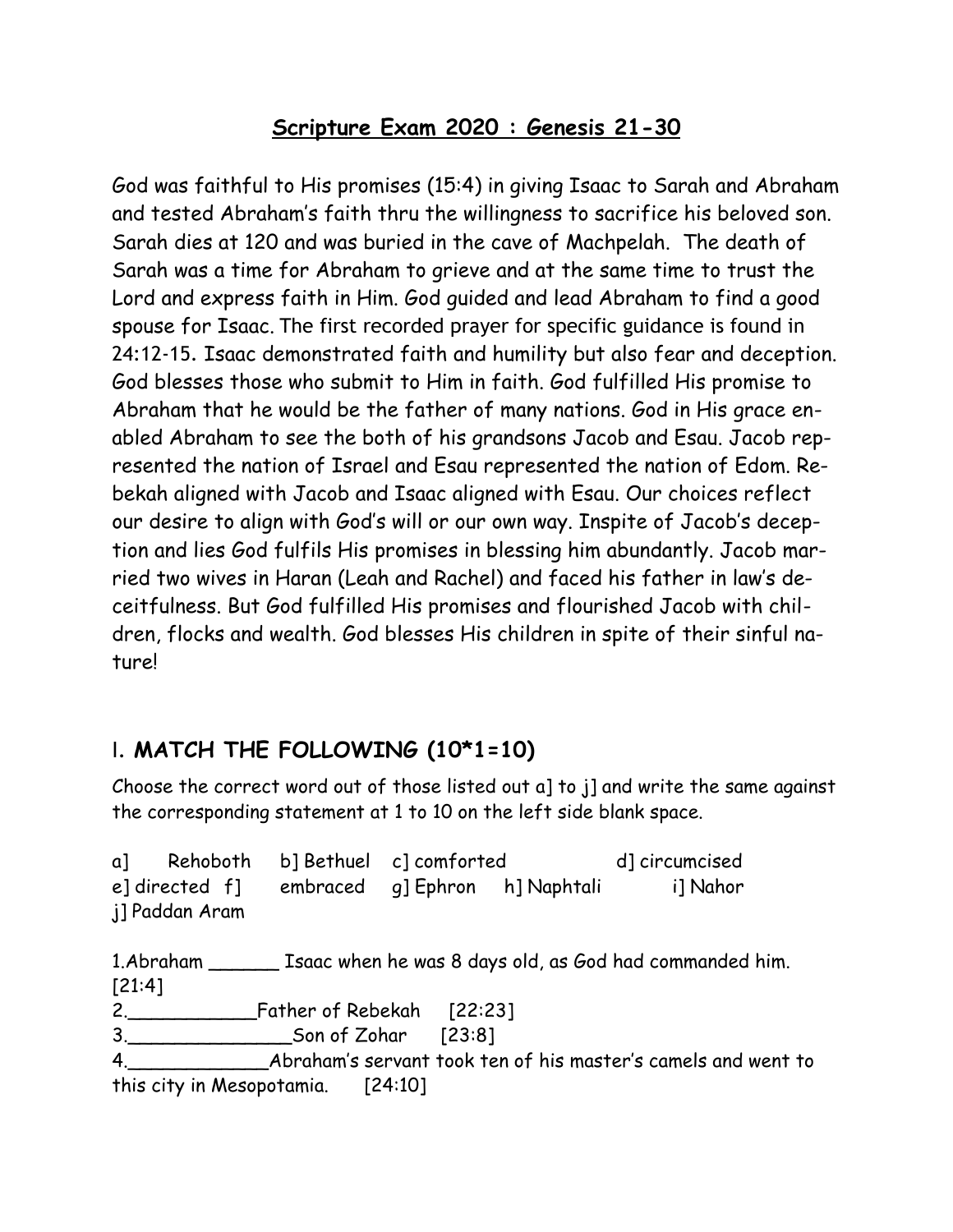## Scripture Exam 2020 : Genesis 21-30

God was faithful to His promises (15:4) in giving Isaac to Sarah and Abraham and tested Abraham's faith thru the willingness to sacrifice his beloved son. Sarah dies at 120 and was buried in the cave of Machpelah. The death of Sarah was a time for Abraham to grieve and at the same time to trust the Lord and express faith in Him. God guided and lead Abraham to find a good spouse for Isaac. The first recorded prayer for specific guidance is found in 24:12-15. Isaac demonstrated faith and humility but also fear and deception. God blesses those who submit to Him in faith. God fulfilled His promise to Abraham that he would be the father of many nations. God in His grace enabled Abraham to see the both of his grandsons Jacob and Esau. Jacob represented the nation of Israel and Esau represented the nation of Edom. Rebekah aligned with Jacob and Isaac aligned with Esau. Our choices reflect our desire to align with God's will or our own way. Inspite of Jacob's deception and lies God fulfils His promises in blessing him abundantly. Jacob married two wives in Haran (Leah and Rachel) and faced his father in law's deceitfulness. But God fulfilled His promises and flourished Jacob with children, flocks and wealth. God blesses His children in spite of their sinful nature!

## I. **MATCH THE FOLLOWING (10*1=10)**

Choose the correct word out of those listed out a] to j] and write the same against the corresponding statement at 1 to 10 on the left side blank space.

a] Rehoboth b] Bethuel c] comforted d] circumcised e] directed f] embraced g] Ephron h] Naphtali i] Nahor j] Paddan Aram

1. Abraham ______ Isaac when he was 8 days old, as God had commanded him. [21:4]

2. ___________Father of Rebekah [22:23]

3. _______________Son of Zohar [23:8]

4. _____________Abraham's servant took ten of his master's camels and went to this city in Mesopotamia. [24:10]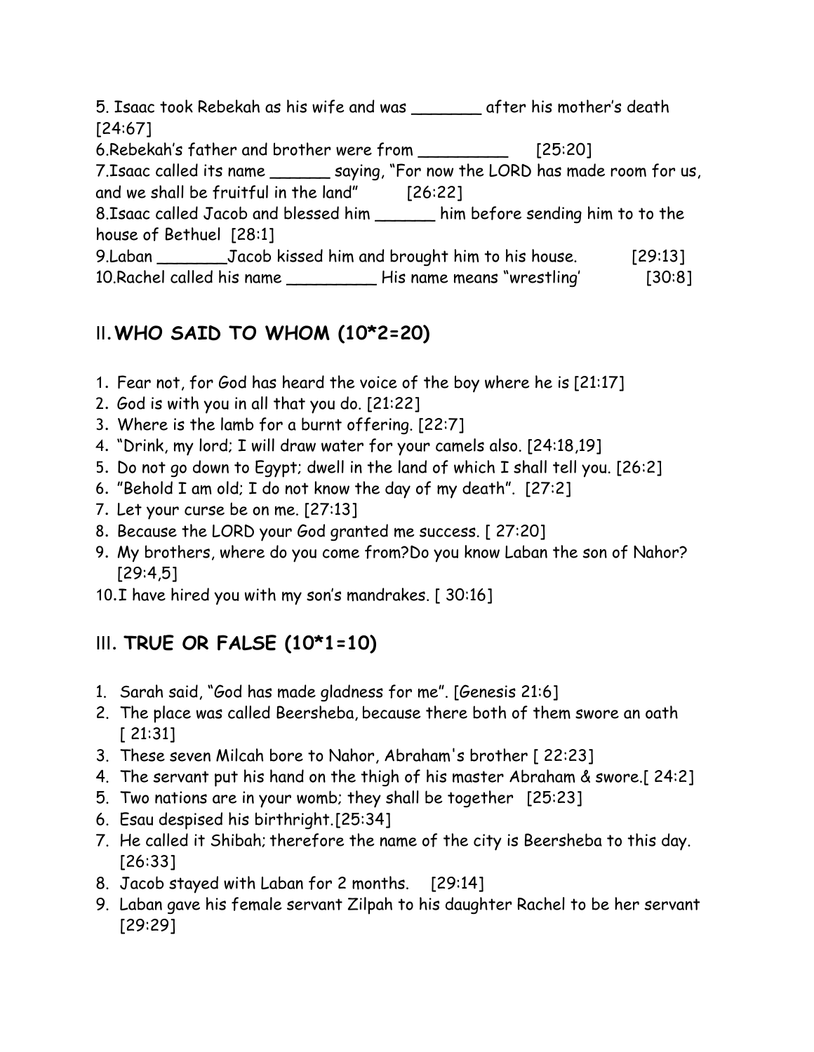5. Isaac took Rebekah as his wife and was _______ after his mother's death [24:67]

6.Rebekah's father and brother were from _________ [25:20]

7.Isaac called its name ______ saying, "For now the LORD has made room for us, and we shall be fruitful in the land" [26:22]

8.Isaac called Jacob and blessed him ______ him before sending him to to the house of Bethuel [28:1]

9.Laban _______Jacob kissed him and brought him to his house. [29:13]

10.Rachel called his name _________ His name means "wrestling' [30:8]

## II. WHO SAID TO WHOM (10*2=20)

1. Fear not, for God has heard the voice of the boy where he is [21:17]
2. God is with you in all that you do. [21:22]
3. Where is the lamb for a burnt offering. [22:7]
4. "Drink, my lord; I will draw water for your camels also. [24:18,19]
5. Do not go down to Egypt; dwell in the land of which I shall tell you. [26:2]
6. "Behold I am old; I do not know the day of my death". [27:2]
7. Let your curse be on me. [27:13]
8. Because the LORD your God granted me success. [ 27:20]
9. My brothers, where do you come from?Do you know Laban the son of Nahor? [29:4,5]
10. I have hired you with my son's mandrakes. [ 30:16]

## III. TRUE OR FALSE (10*1=10)

1. Sarah said, "God has made gladness for me". [Genesis 21:6]
2. The place was called Beersheba, because there both of them swore an oath [ 21:31]
3. These seven Milcah bore to Nahor, Abraham's brother [ 22:23]
4. The servant put his hand on the thigh of his master Abraham & swore.[ 24:2]
5. Two nations are in your womb; they shall be together [25:23]
6. Esau despised his birthright.[25:34]
7. He called it Shibah; therefore the name of the city is Beersheba to this day. [26:33]
8. Jacob stayed with Laban for 2 months. [29:14]
9. Laban gave his female servant Zilpah to his daughter Rachel to be her servant [29:29]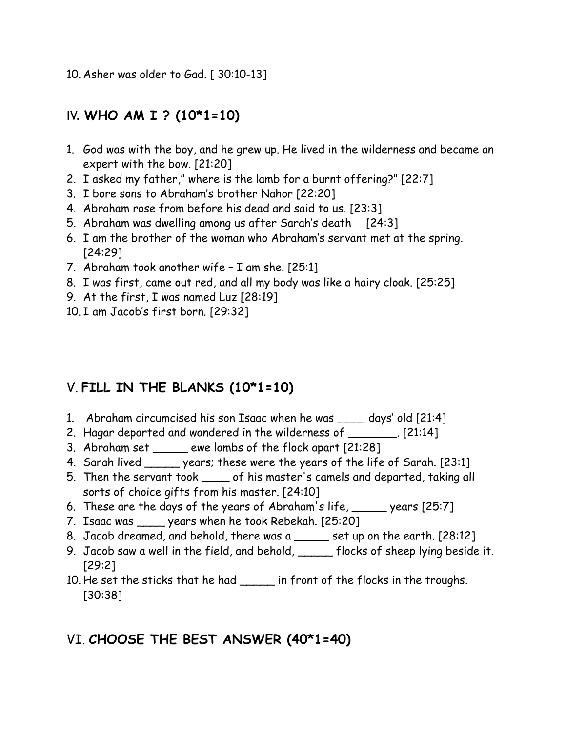10. Asher was older to Gad. [ 30:10-13]

## IV. WHO AM I ? (10*1=10)

1. God was with the boy, and he grew up. He lived in the wilderness and became an expert with the bow. [21:20]
2. I asked my father," where is the lamb for a burnt offering?" [22:7]
3. I bore sons to Abraham's brother Nahor [22:20]
4. Abraham rose from before his dead and said to us. [23:3]
5. Abraham was dwelling among us after Sarah's death [24:3]
6. I am the brother of the woman who Abraham's servant met at the spring. [24:29]
7. Abraham took another wife – I am she. [25:1]
8. I was first, came out red, and all my body was like a hairy cloak. [25:25]
9. At the first, I was named Luz [28:19]
10. I am Jacob's first born. [29:32]

## V. FILL IN THE BLANKS (10*1=10)

1. Abraham circumcised his son Isaac when he was ____ days' old [21:4]
2. Hagar departed and wandered in the wilderness of _______. [21:14]
3. Abraham set _____ ewe lambs of the flock apart [21:28]
4. Sarah lived _____ years; these were the years of the life of Sarah. [23:1]
5. Then the servant took ____ of his master's camels and departed, taking all sorts of choice gifts from his master. [24:10]
6. These are the days of the years of Abraham's life, _____ years [25:7]
7. Isaac was ____ years when he took Rebekah. [25:20]
8. Jacob dreamed, and behold, there was a _____ set up on the earth. [28:12]
9. Jacob saw a well in the field, and behold, _____ flocks of sheep lying beside it. [29:2]
10. He set the sticks that he had _____ in front of the flocks in the troughs. [30:38]

## VI. CHOOSE THE BEST ANSWER (40*1=40)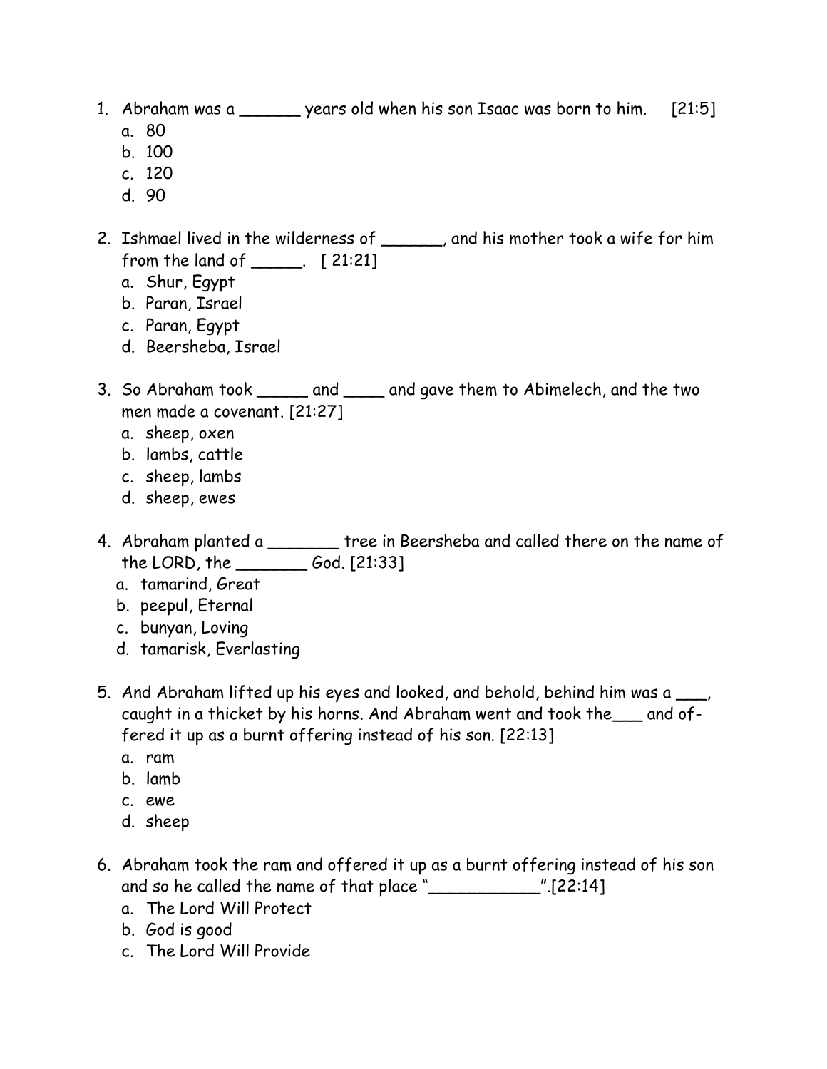1. Abraham was a ______ years old when his son Isaac was born to him. [21:5]
   a. 80
   b. 100
   c. 120
   d. 90

2. Ishmael lived in the wilderness of ______, and his mother took a wife for him from the land of _____. [ 21:21]
   a. Shur, Egypt
   b. Paran, Israel
   c. Paran, Egypt
   d. Beersheba, Israel

3. So Abraham took _____ and ____ and gave them to Abimelech, and the two men made a covenant. [21:27]
   a. sheep, oxen
   b. lambs, cattle
   c. sheep, lambs
   d. sheep, ewes

4. Abraham planted a _______ tree in Beersheba and called there on the name of the LORD, the _______ God. [21:33]
   a. tamarind, Great
   b. peepul, Eternal
   c. bunyan, Loving
   d. tamarisk, Everlasting

5. And Abraham lifted up his eyes and looked, and behold, behind him was a ___, caught in a thicket by his horns. And Abraham went and took the___ and offered it up as a burnt offering instead of his son. [22:13]
   a. ram
   b. lamb
   c. ewe
   d. sheep

6. Abraham took the ram and offered it up as a burnt offering instead of his son and so he called the name of that place "___________".[22:14]
   a. The Lord Will Protect
   b. God is good
   c. The Lord Will Provide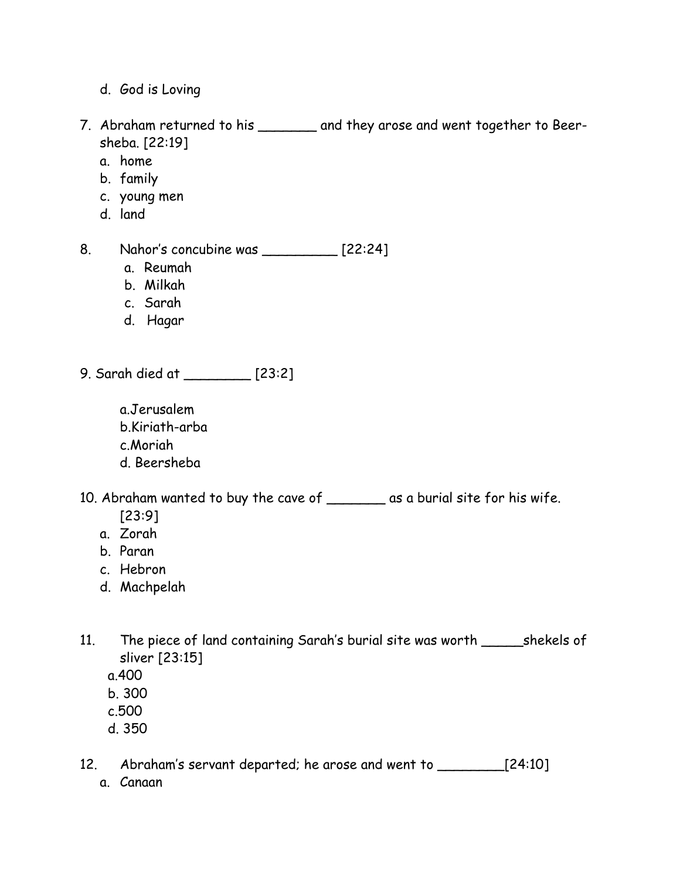d. God is Loving

7. Abraham returned to his _______ and they arose and went together to Beer-sheba. [22:19]
   a. home
   b. family
   c. young men
   d. land

8. Nahor's concubine was _________ [22:24]
   a. Reumah
   b. Milkah
   c. Sarah
   d. Hagar

9. Sarah died at ________ [23:2]

   a.Jerusalem
   b.Kiriath-arba
   c.Moriah
   d. Beersheba

10. Abraham wanted to buy the cave of _______ as a burial site for his wife. [23:9]
    a. Zorah
    b. Paran
    c. Hebron
    d. Machpelah

11. The piece of land containing Sarah's burial site was worth _____shekels of sliver [23:15]
    a.400
    b. 300
    c.500
    d. 350

12. Abraham's servant departed; he arose and went to ________[24:10]
    a. Canaan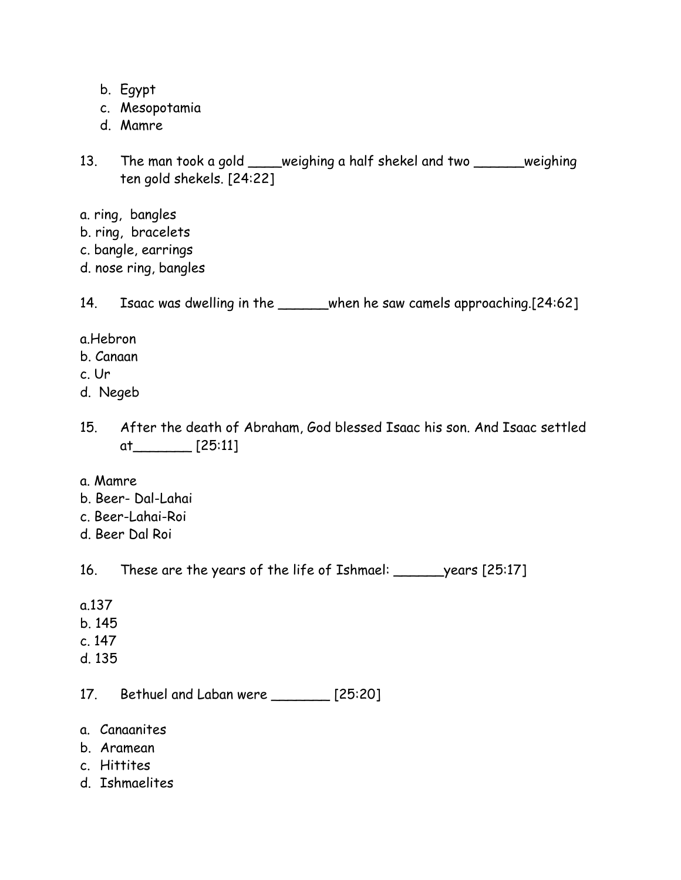b. Egypt
c. Mesopotamia
d. Mamre

13. The man took a gold ____weighing a half shekel and two ______weighing ten gold shekels. [24:22]

a. ring, bangles
b. ring, bracelets
c. bangle, earrings
d. nose ring, bangles

14. Isaac was dwelling in the ______when he saw camels approaching.[24:62]

a.Hebron
b. Canaan
c. Ur
d. Negeb

15. After the death of Abraham, God blessed Isaac his son. And Isaac settled at_______ [25:11]

a. Mamre
b. Beer- Dal-Lahai
c. Beer-Lahai-Roi
d. Beer Dal Roi

16. These are the years of the life of Ishmael: ______years [25:17]

a.137
b. 145
c. 147
d. 135

17. Bethuel and Laban were _______ [25:20]

a. Canaanites
b. Aramean
c. Hittites
d. Ishmaelites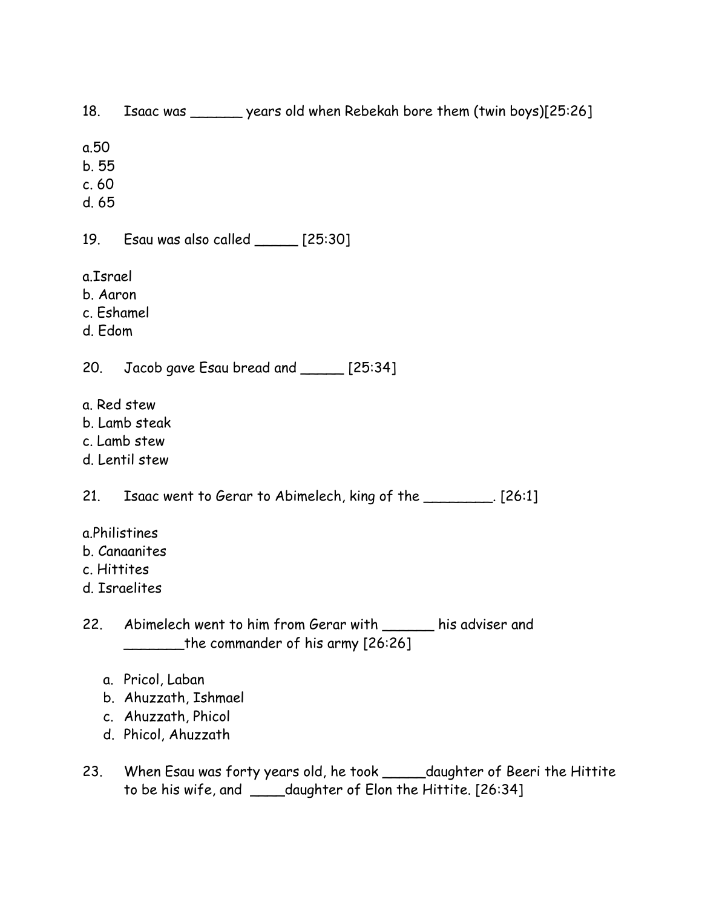18. Isaac was ______ years old when Rebekah bore them (twin boys)[25:26]

a.50
b. 55
c. 60
d. 65

19. Esau was also called _____ [25:30]

a.Israel
b. Aaron
c. Eshamel
d. Edom

20. Jacob gave Esau bread and _____ [25:34]

a. Red stew
b. Lamb steak
c. Lamb stew
d. Lentil stew

21. Isaac went to Gerar to Abimelech, king of the ________. [26:1]

a.Philistines
b. Canaanites
c. Hittites
d. Israelites

22. Abimelech went to him from Gerar with ______ his adviser and _______the commander of his army [26:26]

a. Pricol, Laban
b. Ahuzzath, Ishmael
c. Ahuzzath, Phicol
d. Phicol, Ahuzzath

23. When Esau was forty years old, he took _____daughter of Beeri the Hittite to be his wife, and ____daughter of Elon the Hittite. [26:34]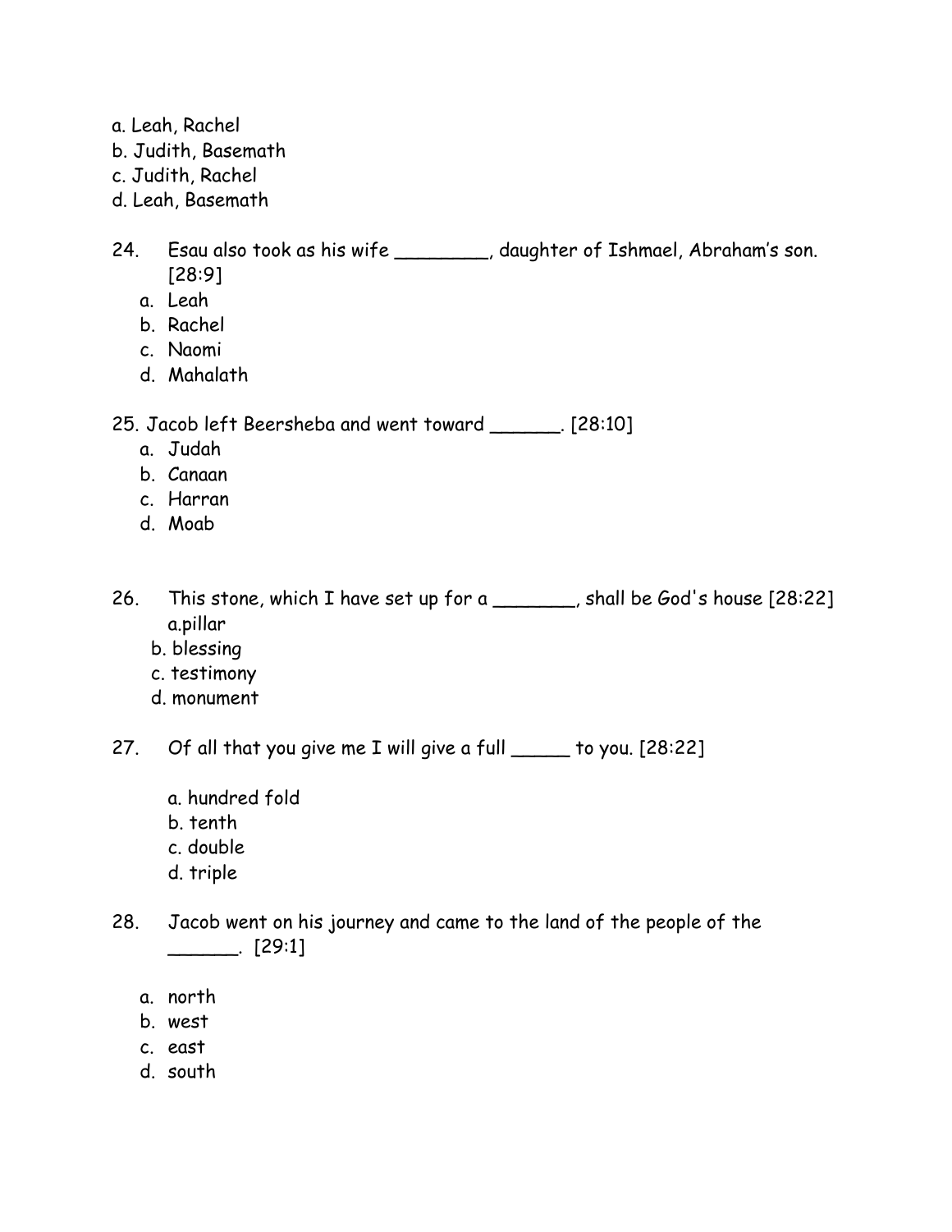a. Leah, Rachel
b. Judith, Basemath
c. Judith, Rachel
d. Leah, Basemath

24. Esau also took as his wife ________, daughter of Ishmael, Abraham's son. [28:9]
    a. Leah
    b. Rachel
    c. Naomi
    d. Mahalath

25. Jacob left Beersheba and went toward ______. [28:10]
    a. Judah
    b. Canaan
    c. Harran
    d. Moab

26. This stone, which I have set up for a _______, shall be God's house [28:22]
    a. pillar
    b. blessing
    c. testimony
    d. monument

27. Of all that you give me I will give a full _____ to you. [28:22]

    a. hundred fold
    b. tenth
    c. double
    d. triple

28. Jacob went on his journey and came to the land of the people of the ______. [29:1]

    a. north
    b. west
    c. east
    d. south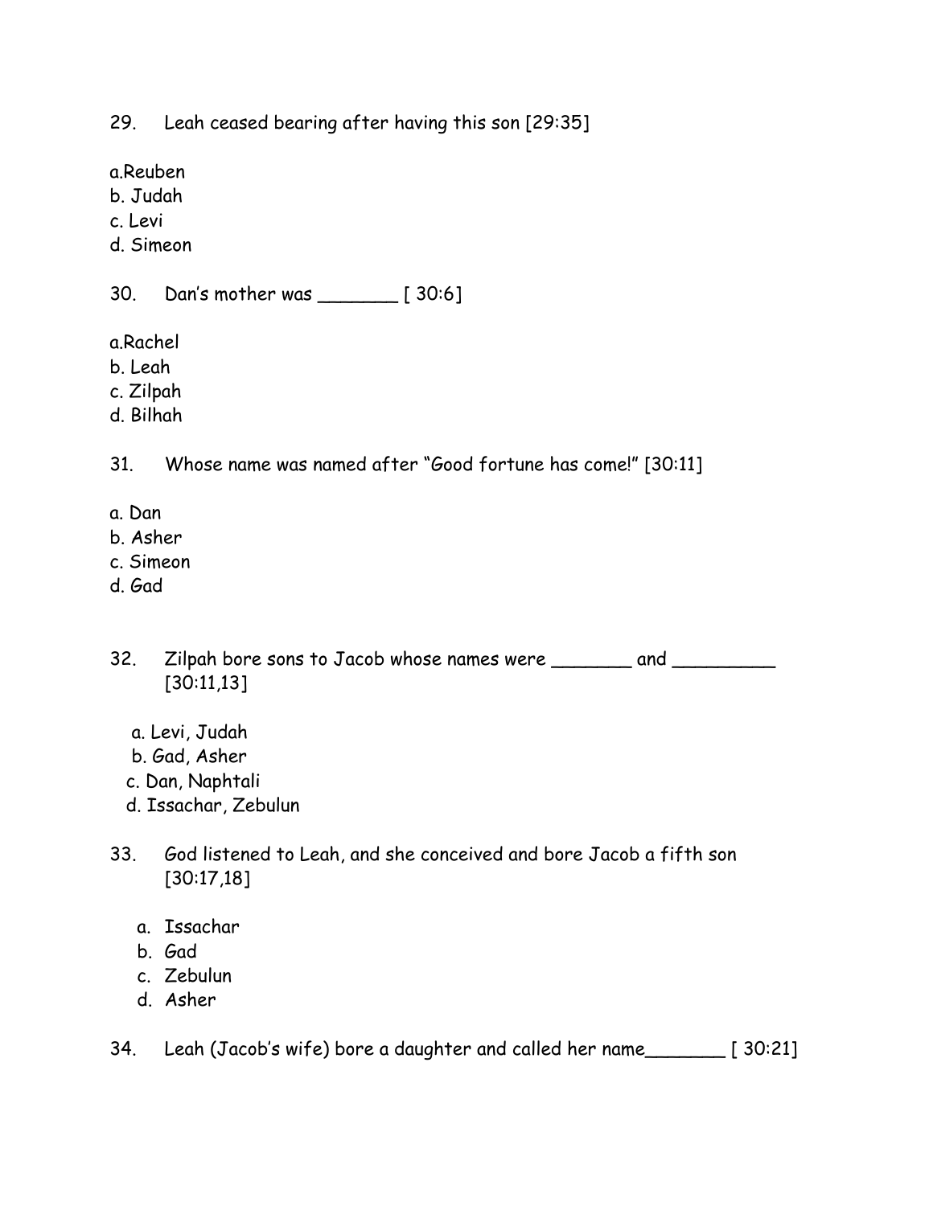29. Leah ceased bearing after having this son [29:35]

a.Reuben
b. Judah
c. Levi
d. Simeon

30. Dan's mother was _______ [ 30:6]

a.Rachel
b. Leah
c. Zilpah
d. Bilhah

31. Whose name was named after "Good fortune has come!" [30:11]

a. Dan
b. Asher
c. Simeon
d. Gad

32. Zilpah bore sons to Jacob whose names were _______ and _________ [30:11,13]

a. Levi, Judah
b. Gad, Asher
c. Dan, Naphtali
d. Issachar, Zebulun

33. God listened to Leah, and she conceived and bore Jacob a fifth son [30:17,18]

a. Issachar
b. Gad
c. Zebulun
d. Asher

34. Leah (Jacob's wife) bore a daughter and called her name_______ [ 30:21]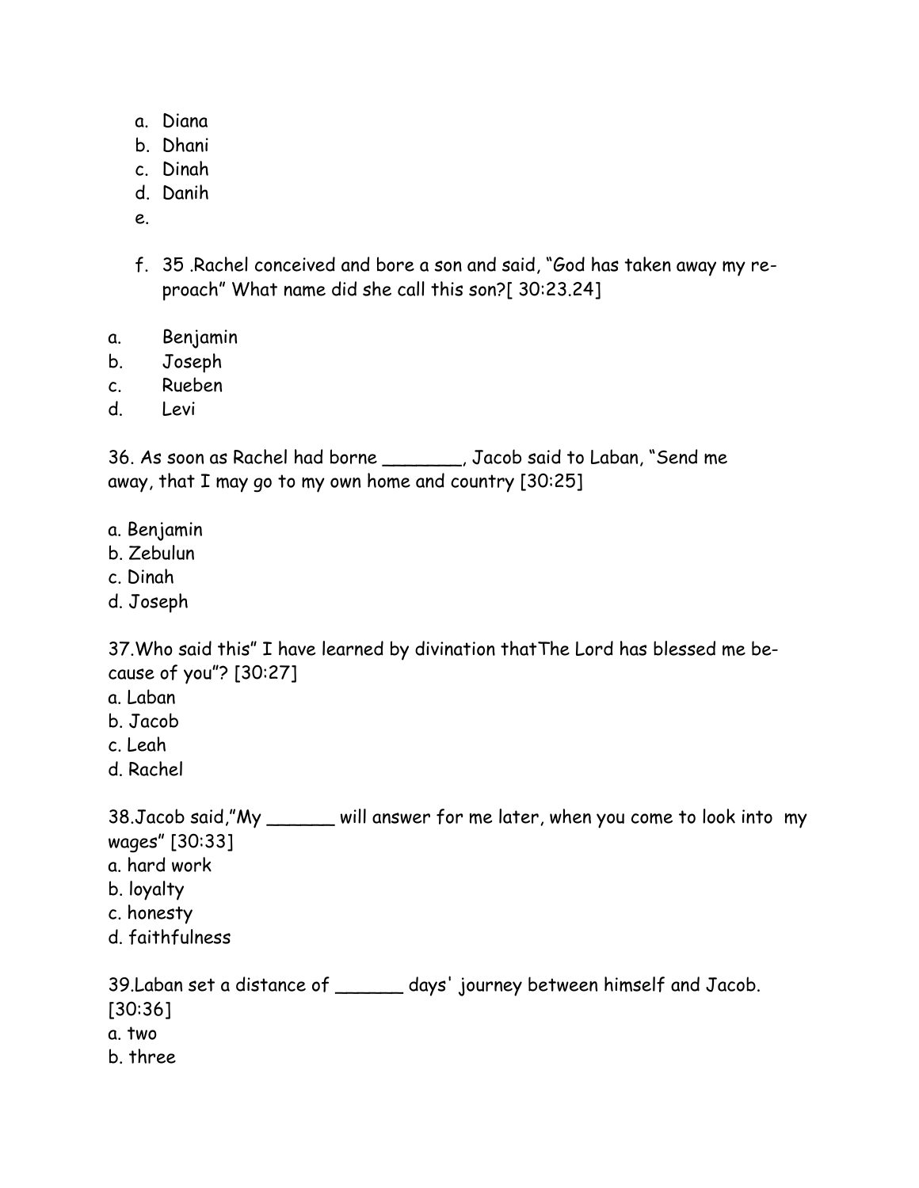a. Diana
b. Dhani
c. Dinah
d. Danih
e.

f. 35 .Rachel conceived and bore a son and said, “God has taken away my reproach” What name did she call this son?[ 30:23.24]

a. Benjamin
b. Joseph
c. Rueben
d. Levi

36. As soon as Rachel had borne _______, Jacob said to Laban, “Send me away, that I may go to my own home and country [30:25]

a. Benjamin
b. Zebulun
c. Dinah
d. Joseph

37.Who said this” I have learned by divination thatThe Lord has blessed me because of you”? [30:27]
a. Laban
b. Jacob
c. Leah
d. Rachel

38.Jacob said,”My ______ will answer for me later, when you come to look into my wages” [30:33]
a. hard work
b. loyalty
c. honesty
d. faithfulness

39.Laban set a distance of ______ days' journey between himself and Jacob. [30:36]
a. two
b. three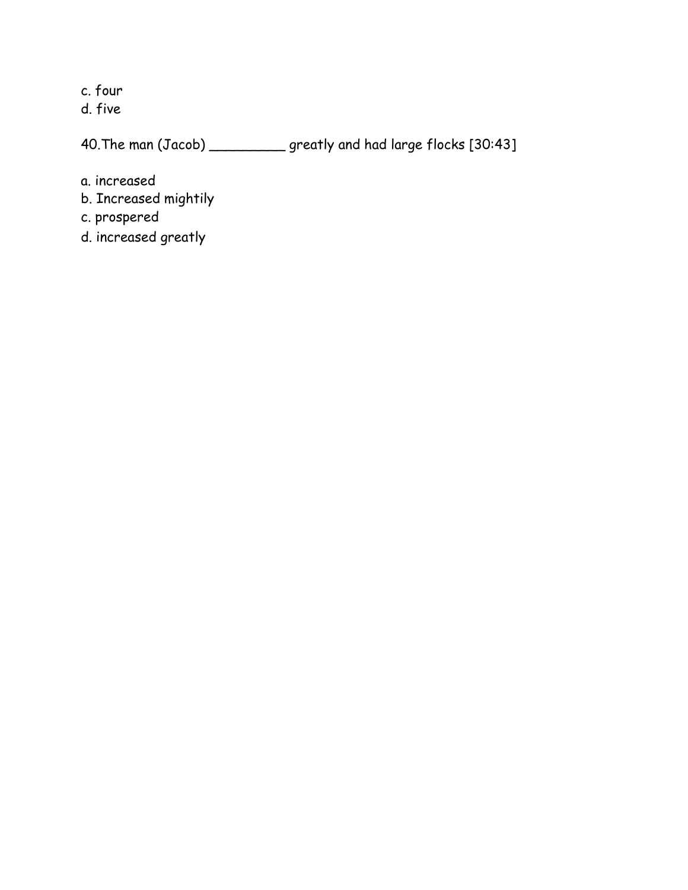c. four
d. five

40.The man (Jacob) _________ greatly and had large flocks [30:43]

a. increased
b. Increased mightily
c. prospered
d. increased greatly